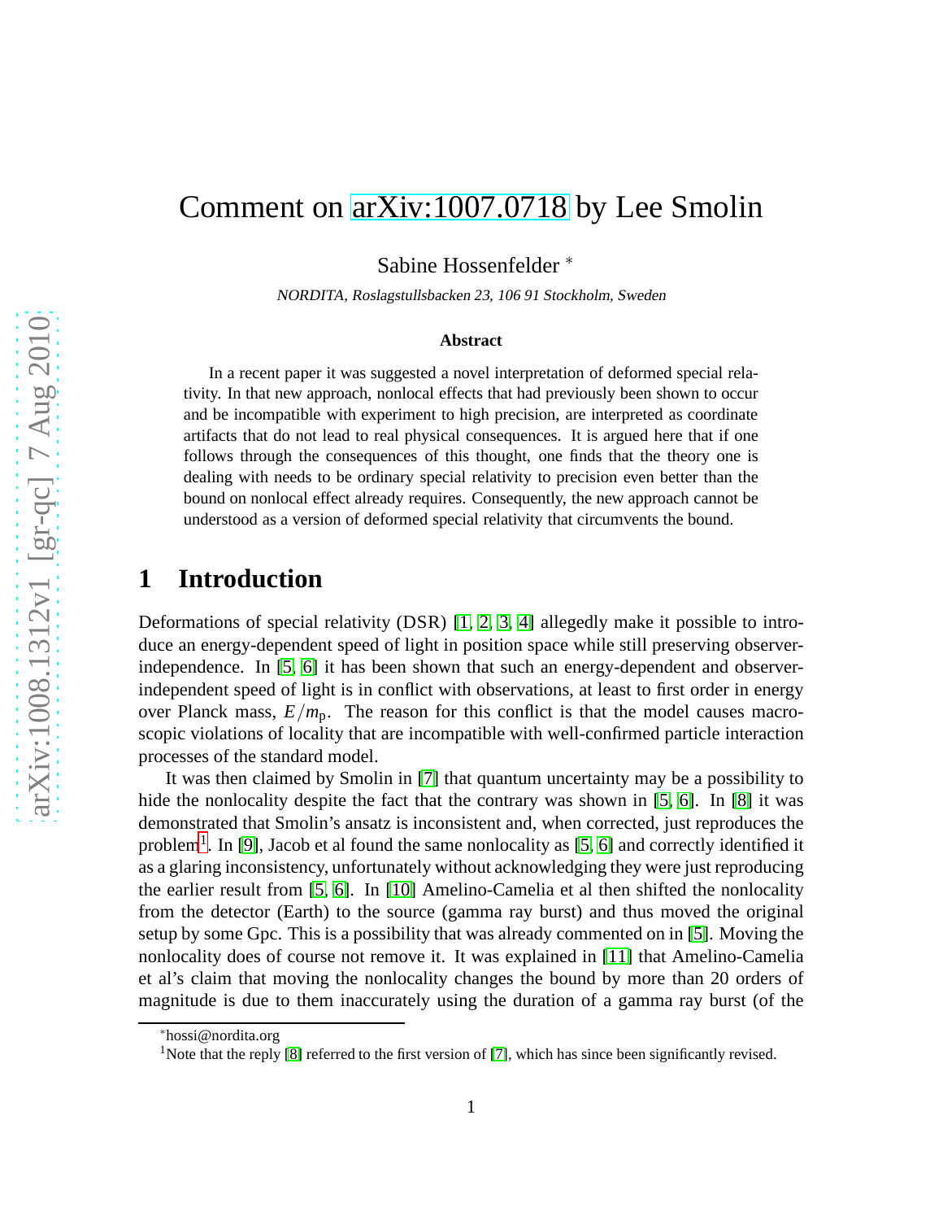# Comment on arXiv:1007.0718 by Lee Smolin

Sabine Hossenfelder *

*NORDITA, Roslagstullsbacken 23, 106 91 Stockholm, Sweden*

### Abstract

In a recent paper it was suggested a novel interpretation of deformed special relativity. In that new approach, nonlocal effects that had previously been shown to occur and be incompatible with experiment to high precision, are interpreted as coordinate artifacts that do not lead to real physical consequences. It is argued here that if one follows through the consequences of this thought, one finds that the theory one is dealing with needs to be ordinary special relativity to precision even better than the bound on nonlocal effect already requires. Consequently, the new approach cannot be understood as a version of deformed special relativity that circumvents the bound.

## 1 Introduction

Deformations of special relativity (DSR) [1, 2, 3, 4] allegedly make it possible to introduce an energy-dependent speed of light in position space while still preserving observer-independence. In [5, 6] it has been shown that such an energy-dependent and observer-independent speed of light is in conflict with observations, at least to first order in energy over Planck mass, $E/m_{\mathrm{p}}$. The reason for this conflict is that the model causes macroscopic violations of locality that are incompatible with well-confirmed particle interaction processes of the standard model.

It was then claimed by Smolin in [7] that quantum uncertainty may be a possibility to hide the nonlocality despite the fact that the contrary was shown in [5, 6]. In [8] it was demonstrated that Smolin's ansatz is inconsistent and, when corrected, just reproduces the problem[1]. In [9], Jacob et al found the same nonlocality as [5, 6] and correctly identified it as a glaring inconsistency, unfortunately without acknowledging they were just reproducing the earlier result from [5, 6]. In [10] Amelino-Camelia et al then shifted the nonlocality from the detector (Earth) to the source (gamma ray burst) and thus moved the original setup by some Gpc. This is a possibility that was already commented on in [5]. Moving the nonlocality does of course not remove it. It was explained in [11] that Amelino-Camelia et al's claim that moving the nonlocality changes the bound by more than 20 orders of magnitude is due to them inaccurately using the duration of a gamma ray burst (of the

*hossi@nordita.org

[1]Note that the reply [8] referred to the first version of [7], which has since been significantly revised.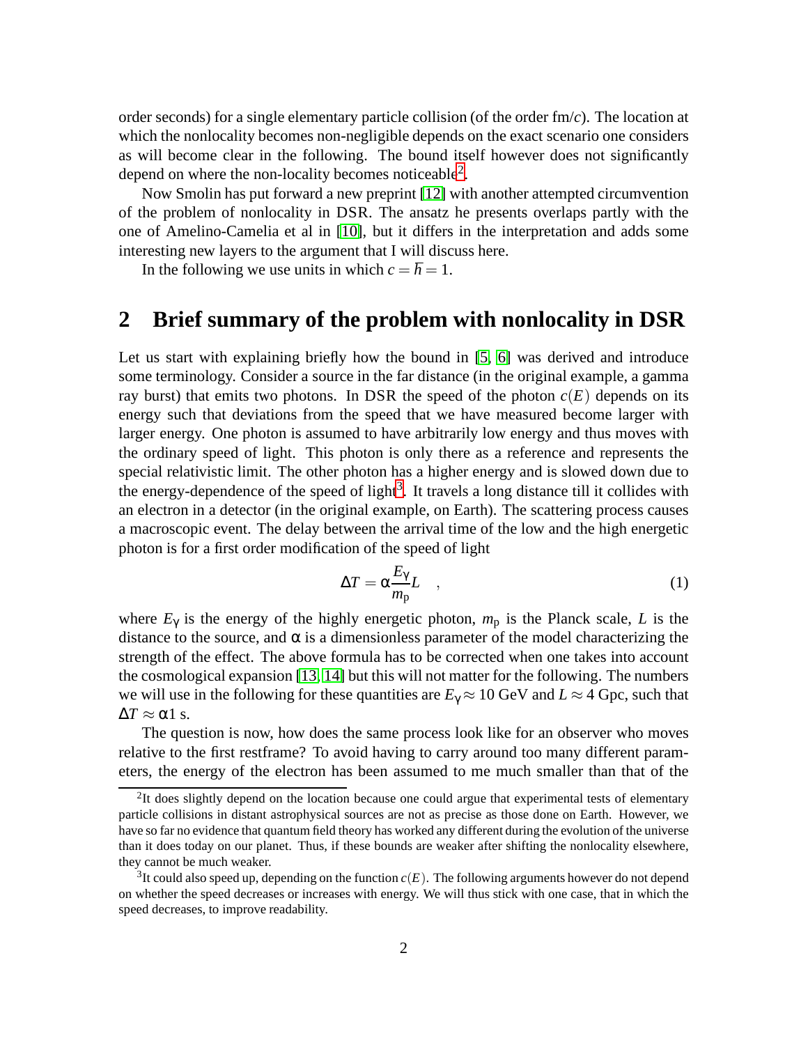order seconds) for a single elementary particle collision (of the order fm/$c$). The location at which the nonlocality becomes non-negligible depends on the exact scenario one considers as will become clear in the following. The bound itself however does not significantly depend on where the non-locality becomes noticeable[2].

Now Smolin has put forward a new preprint [12] with another attempted circumvention of the problem of nonlocality in DSR. The ansatz he presents overlaps partly with the one of Amelino-Camelia et al in [10], but it differs in the interpretation and adds some interesting new layers to the argument that I will discuss here.

In the following we use units in which $c = \hbar = 1$.

## 2 Brief summary of the problem with nonlocality in DSR

Let us start with explaining briefly how the bound in [5, 6] was derived and introduce some terminology. Consider a source in the far distance (in the original example, a gamma ray burst) that emits two photons. In DSR the speed of the photon $c(E)$ depends on its energy such that deviations from the speed that we have measured become larger with larger energy. One photon is assumed to have arbitrarily low energy and thus moves with the ordinary speed of light. This photon is only there as a reference and represents the special relativistic limit. The other photon has a higher energy and is slowed down due to the energy-dependence of the speed of light[3]. It travels a long distance till it collides with an electron in a detector (in the original example, on Earth). The scattering process causes a macroscopic event. The delay between the arrival time of the low and the high energetic photon is for a first order modification of the speed of light

$$\Delta T = \alpha \frac{E_\gamma}{m_{\rm p}} L \quad , \tag{1}$$

where $E_\gamma$ is the energy of the highly energetic photon, $m_{\rm p}$ is the Planck scale, $L$ is the distance to the source, and $\alpha$ is a dimensionless parameter of the model characterizing the strength of the effect. The above formula has to be corrected when one takes into account the cosmological expansion [13, 14] but this will not matter for the following. The numbers we will use in the following for these quantities are $E_\gamma \approx 10$ GeV and $L \approx 4$ Gpc, such that $\Delta T \approx \alpha 1$ s.

The question is now, how does the same process look like for an observer who moves relative to the first restframe? To avoid having to carry around too many different parameters, the energy of the electron has been assumed to me much smaller than that of the

---

[2] It does slightly depend on the location because one could argue that experimental tests of elementary particle collisions in distant astrophysical sources are not as precise as those done on Earth. However, we have so far no evidence that quantum field theory has worked any different during the evolution of the universe than it does today on our planet. Thus, if these bounds are weaker after shifting the nonlocality elsewhere, they cannot be much weaker.

[3] It could also speed up, depending on the function $c(E)$. The following arguments however do not depend on whether the speed decreases or increases with energy. We will thus stick with one case, that in which the speed decreases, to improve readability.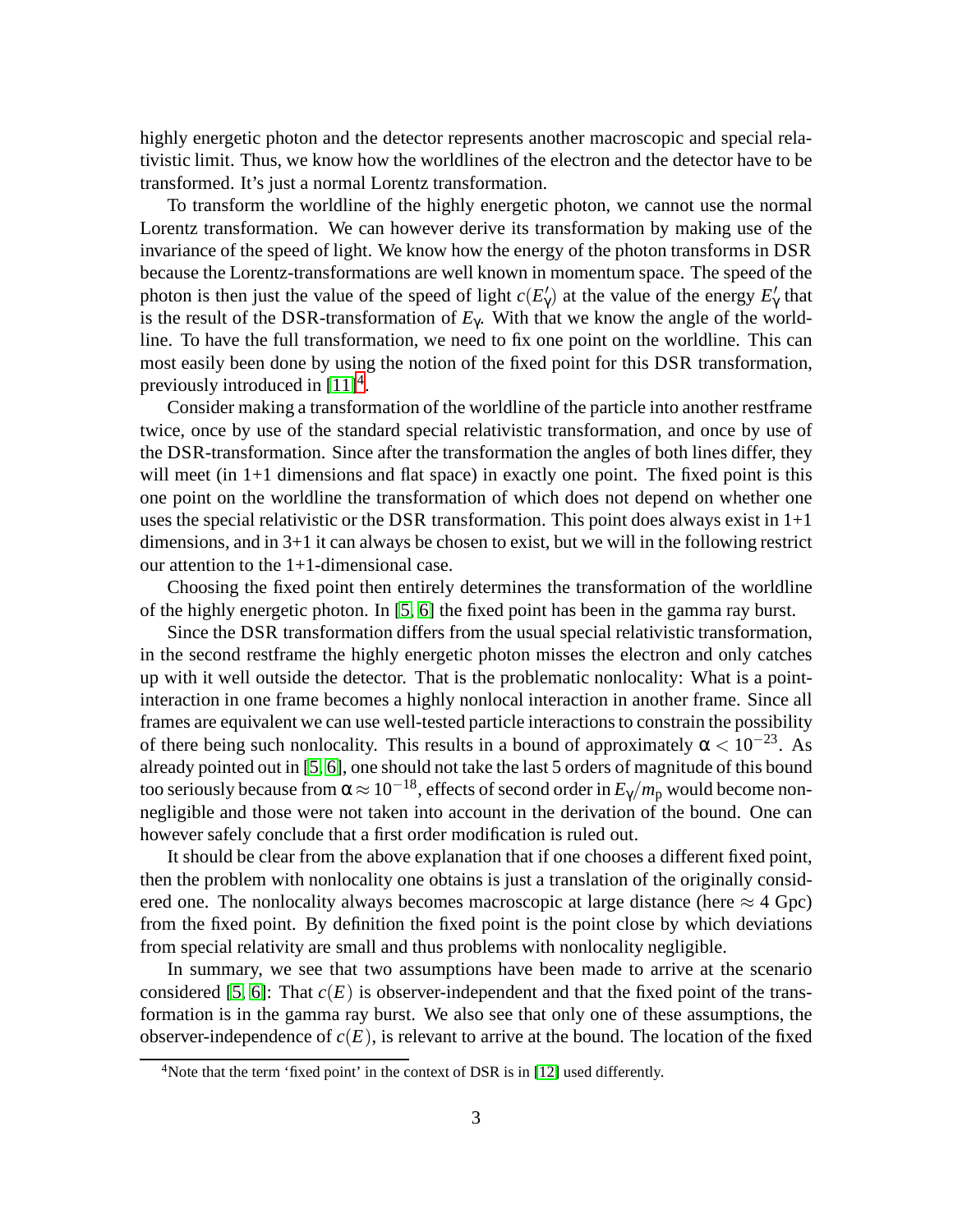highly energetic photon and the detector represents another macroscopic and special relativistic limit. Thus, we know how the worldlines of the electron and the detector have to be transformed. It's just a normal Lorentz transformation.

To transform the worldline of the highly energetic photon, we cannot use the normal Lorentz transformation. We can however derive its transformation by making use of the invariance of the speed of light. We know how the energy of the photon transforms in DSR because the Lorentz-transformations are well known in momentum space. The speed of the photon is then just the value of the speed of light $c(E'_\gamma)$ at the value of the energy $E'_\gamma$ that is the result of the DSR-transformation of $E_\gamma$. With that we know the angle of the worldline. To have the full transformation, we need to fix one point on the worldline. This can most easily been done by using the notion of the fixed point for this DSR transformation, previously introduced in [11][4].

Consider making a transformation of the worldline of the particle into another restframe twice, once by use of the standard special relativistic transformation, and once by use of the DSR-transformation. Since after the transformation the angles of both lines differ, they will meet (in 1+1 dimensions and flat space) in exactly one point. The fixed point is this one point on the worldline the transformation of which does not depend on whether one uses the special relativistic or the DSR transformation. This point does always exist in 1+1 dimensions, and in 3+1 it can always be chosen to exist, but we will in the following restrict our attention to the 1+1-dimensional case.

Choosing the fixed point then entirely determines the transformation of the worldline of the highly energetic photon. In [5, 6] the fixed point has been in the gamma ray burst.

Since the DSR transformation differs from the usual special relativistic transformation, in the second restframe the highly energetic photon misses the electron and only catches up with it well outside the detector. That is the problematic nonlocality: What is a point-interaction in one frame becomes a highly nonlocal interaction in another frame. Since all frames are equivalent we can use well-tested particle interactions to constrain the possibility of there being such nonlocality. This results in a bound of approximately $\alpha < 10^{-23}$. As already pointed out in [5, 6], one should not take the last 5 orders of magnitude of this bound too seriously because from $\alpha \approx 10^{-18}$, effects of second order in $E_\gamma/m_\mathrm{p}$ would become non-negligible and those were not taken into account in the derivation of the bound. One can however safely conclude that a first order modification is ruled out.

It should be clear from the above explanation that if one chooses a different fixed point, then the problem with nonlocality one obtains is just a translation of the originally considered one. The nonlocality always becomes macroscopic at large distance (here $\approx 4$ Gpc) from the fixed point. By definition the fixed point is the point close by which deviations from special relativity are small and thus problems with nonlocality negligible.

In summary, we see that two assumptions have been made to arrive at the scenario considered [5, 6]: That $c(E)$ is observer-independent and that the fixed point of the transformation is in the gamma ray burst. We also see that only one of these assumptions, the observer-independence of $c(E)$, is relevant to arrive at the bound. The location of the fixed

[4] Note that the term 'fixed point' in the context of DSR is in [12] used differently.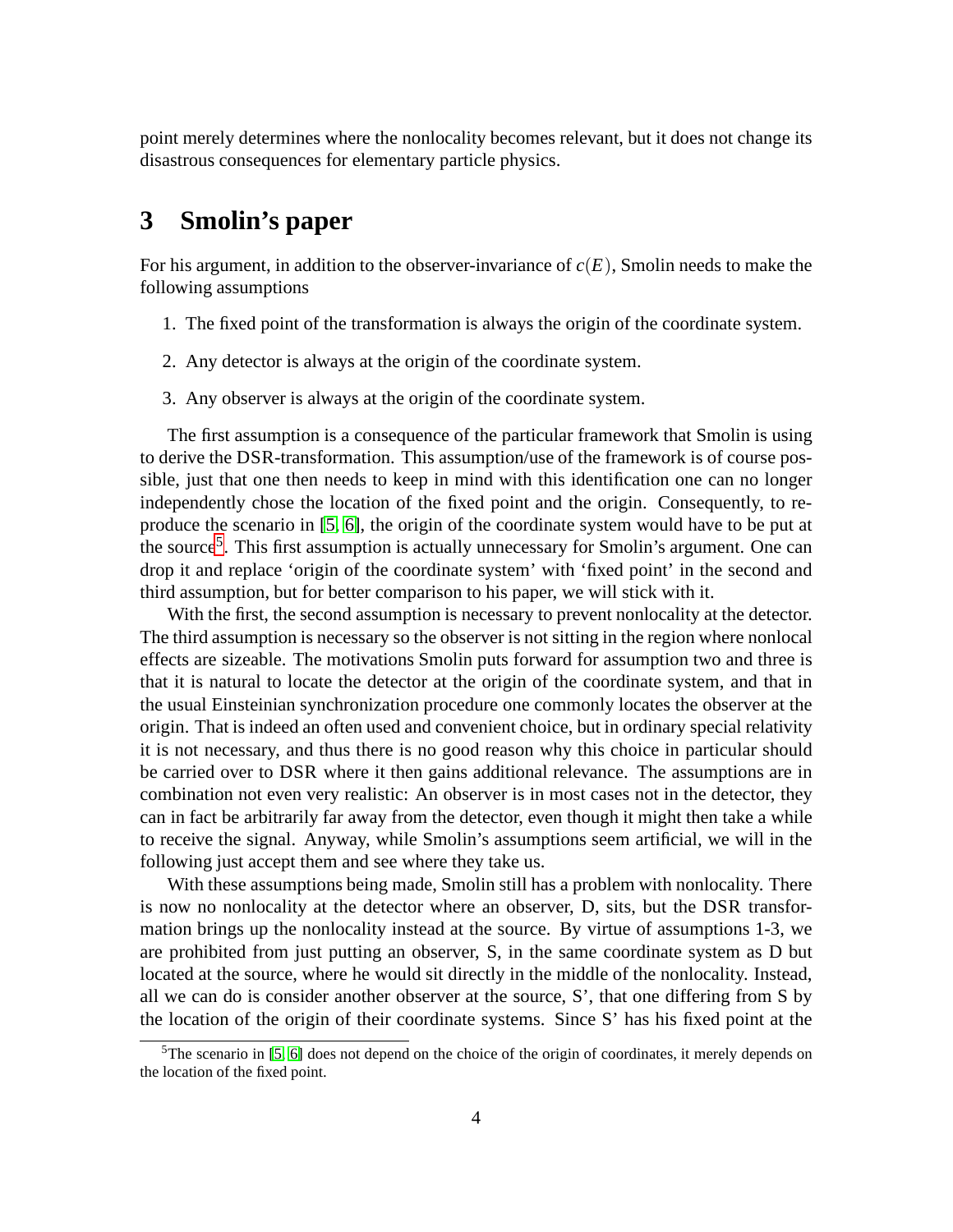point merely determines where the nonlocality becomes relevant, but it does not change its disastrous consequences for elementary particle physics.

## 3 Smolin's paper

For his argument, in addition to the observer-invariance of $c(E)$, Smolin needs to make the following assumptions

1. The fixed point of the transformation is always the origin of the coordinate system.
2. Any detector is always at the origin of the coordinate system.
3. Any observer is always at the origin of the coordinate system.

The first assumption is a consequence of the particular framework that Smolin is using to derive the DSR-transformation. This assumption/use of the framework is of course possible, just that one then needs to keep in mind with this identification one can no longer independently chose the location of the fixed point and the origin. Consequently, to reproduce the scenario in [5, 6], the origin of the coordinate system would have to be put at the source[5]. This first assumption is actually unnecessary for Smolin's argument. One can drop it and replace 'origin of the coordinate system' with 'fixed point' in the second and third assumption, but for better comparison to his paper, we will stick with it.

With the first, the second assumption is necessary to prevent nonlocality at the detector. The third assumption is necessary so the observer is not sitting in the region where nonlocal effects are sizeable. The motivations Smolin puts forward for assumption two and three is that it is natural to locate the detector at the origin of the coordinate system, and that in the usual Einsteinian synchronization procedure one commonly locates the observer at the origin. That is indeed an often used and convenient choice, but in ordinary special relativity it is not necessary, and thus there is no good reason why this choice in particular should be carried over to DSR where it then gains additional relevance. The assumptions are in combination not even very realistic: An observer is in most cases not in the detector, they can in fact be arbitrarily far away from the detector, even though it might then take a while to receive the signal. Anyway, while Smolin's assumptions seem artificial, we will in the following just accept them and see where they take us.

With these assumptions being made, Smolin still has a problem with nonlocality. There is now no nonlocality at the detector where an observer, D, sits, but the DSR transformation brings up the nonlocality instead at the source. By virtue of assumptions 1-3, we are prohibited from just putting an observer, S, in the same coordinate system as D but located at the source, where he would sit directly in the middle of the nonlocality. Instead, all we can do is consider another observer at the source, S', that one differing from S by the location of the origin of their coordinate systems. Since S' has his fixed point at the

[5] The scenario in [5, 6] does not depend on the choice of the origin of coordinates, it merely depends on the location of the fixed point.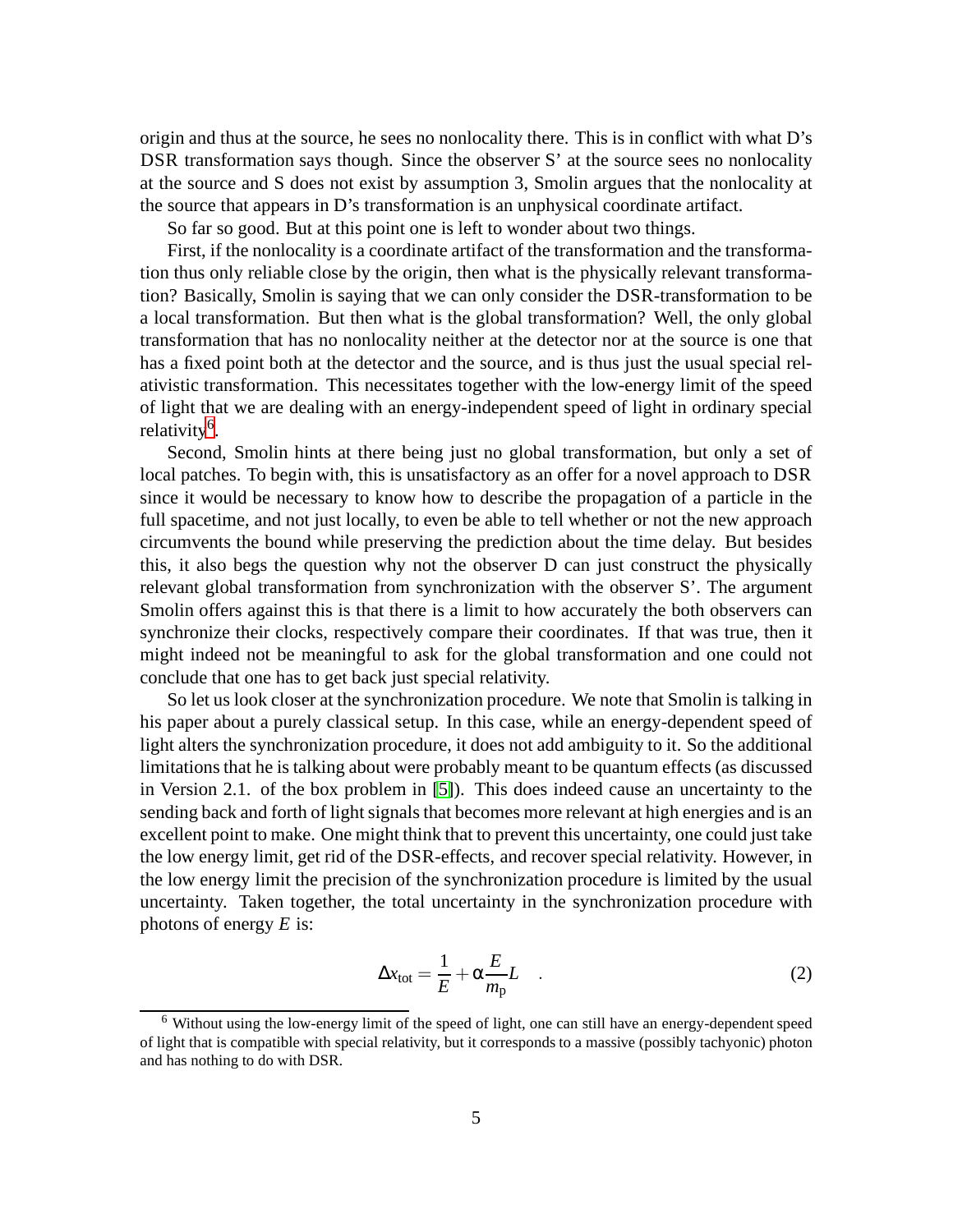origin and thus at the source, he sees no nonlocality there. This is in conflict with what D's DSR transformation says though. Since the observer S' at the source sees no nonlocality at the source and S does not exist by assumption 3, Smolin argues that the nonlocality at the source that appears in D's transformation is an unphysical coordinate artifact.

So far so good. But at this point one is left to wonder about two things.

First, if the nonlocality is a coordinate artifact of the transformation and the transformation thus only reliable close by the origin, then what is the physically relevant transformation? Basically, Smolin is saying that we can only consider the DSR-transformation to be a local transformation. But then what is the global transformation? Well, the only global transformation that has no nonlocality neither at the detector nor at the source is one that has a fixed point both at the detector and the source, and is thus just the usual special relativistic transformation. This necessitates together with the low-energy limit of the speed of light that we are dealing with an energy-independent speed of light in ordinary special relativity[6].

Second, Smolin hints at there being just no global transformation, but only a set of local patches. To begin with, this is unsatisfactory as an offer for a novel approach to DSR since it would be necessary to know how to describe the propagation of a particle in the full spacetime, and not just locally, to even be able to tell whether or not the new approach circumvents the bound while preserving the prediction about the time delay. But besides this, it also begs the question why not the observer D can just construct the physically relevant global transformation from synchronization with the observer S'. The argument Smolin offers against this is that there is a limit to how accurately the both observers can synchronize their clocks, respectively compare their coordinates. If that was true, then it might indeed not be meaningful to ask for the global transformation and one could not conclude that one has to get back just special relativity.

So let us look closer at the synchronization procedure. We note that Smolin is talking in his paper about a purely classical setup. In this case, while an energy-dependent speed of light alters the synchronization procedure, it does not add ambiguity to it. So the additional limitations that he is talking about were probably meant to be quantum effects (as discussed in Version 2.1. of the box problem in [5]). This does indeed cause an uncertainty to the sending back and forth of light signals that becomes more relevant at high energies and is an excellent point to make. One might think that to prevent this uncertainty, one could just take the low energy limit, get rid of the DSR-effects, and recover special relativity. However, in the low energy limit the precision of the synchronization procedure is limited by the usual uncertainty. Taken together, the total uncertainty in the synchronization procedure with photons of energy $E$ is:

$$\Delta x_{\rm tot} = \frac{1}{E} + \alpha \frac{E}{m_{\rm p}} L \quad . \tag{2}$$

[6] Without using the low-energy limit of the speed of light, one can still have an energy-dependent speed of light that is compatible with special relativity, but it corresponds to a massive (possibly tachyonic) photon and has nothing to do with DSR.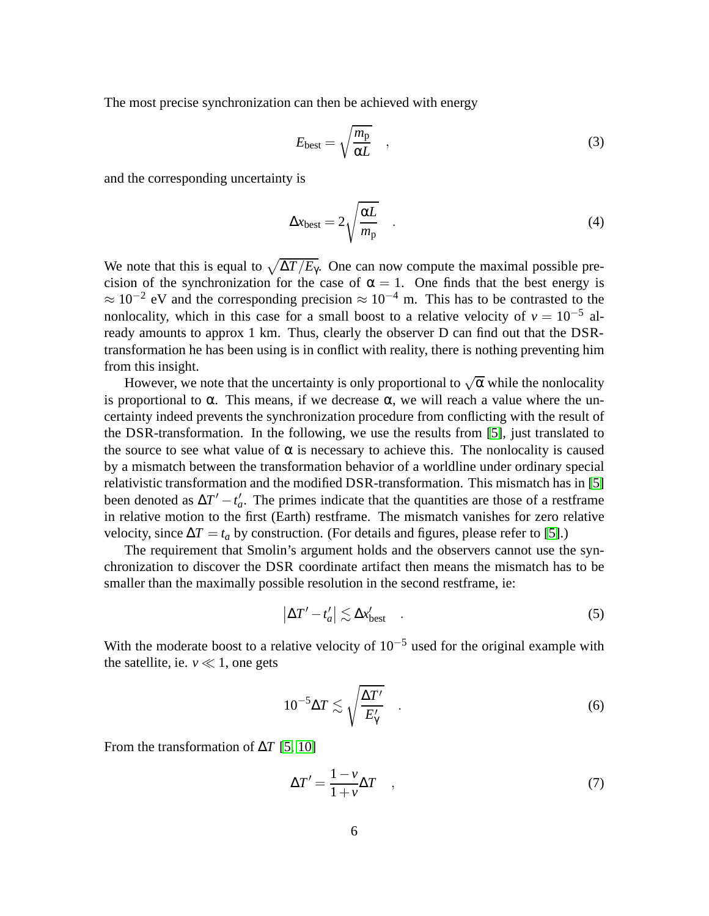The most precise synchronization can then be achieved with energy

$$E_{\rm best} = \sqrt{\frac{m_{\rm p}}{\alpha L}} \quad , \tag{3}$$

and the corresponding uncertainty is

$$\Delta x_{\rm best} = 2\sqrt{\frac{\alpha L}{m_{\rm p}}} \quad . \tag{4}$$

We note that this is equal to $\sqrt{\Delta T/E_\gamma}$. One can now compute the maximal possible precision of the synchronization for the case of $\alpha = 1$. One finds that the best energy is $\approx 10^{-2}$ eV and the corresponding precision $\approx 10^{-4}$ m. This has to be contrasted to the nonlocality, which in this case for a small boost to a relative velocity of $v = 10^{-5}$ already amounts to approx 1 km. Thus, clearly the observer D can find out that the DSR-transformation he has been using is in conflict with reality, there is nothing preventing him from this insight.

However, we note that the uncertainty is only proportional to $\sqrt{\alpha}$ while the nonlocality is proportional to $\alpha$. This means, if we decrease $\alpha$, we will reach a value where the uncertainty indeed prevents the synchronization procedure from conflicting with the result of the DSR-transformation. In the following, we use the results from [5], just translated to the source to see what value of $\alpha$ is necessary to achieve this. The nonlocality is caused by a mismatch between the transformation behavior of a worldline under ordinary special relativistic transformation and the modified DSR-transformation. This mismatch has in [5] been denoted as $\Delta T' - t'_a$. The primes indicate that the quantities are those of a restframe in relative motion to the first (Earth) restframe. The mismatch vanishes for zero relative velocity, since $\Delta T = t_a$ by construction. (For details and figures, please refer to [5].)

The requirement that Smolin's argument holds and the observers cannot use the synchronization to discover the DSR coordinate artifact then means the mismatch has to be smaller than the maximally possible resolution in the second restframe, ie:

$$\left|\Delta T' - t'_a\right| \lesssim \Delta x'_{\rm best} \quad . \tag{5}$$

With the moderate boost to a relative velocity of $10^{-5}$ used for the original example with the satellite, ie. $v \ll 1$, one gets

$$10^{-5}\Delta T \lesssim \sqrt{\frac{\Delta T'}{E'_\gamma}} \quad . \tag{6}$$

From the transformation of $\Delta T$ [5, 10]

$$\Delta T' = \frac{1-v}{1+v}\Delta T \quad , \tag{7}$$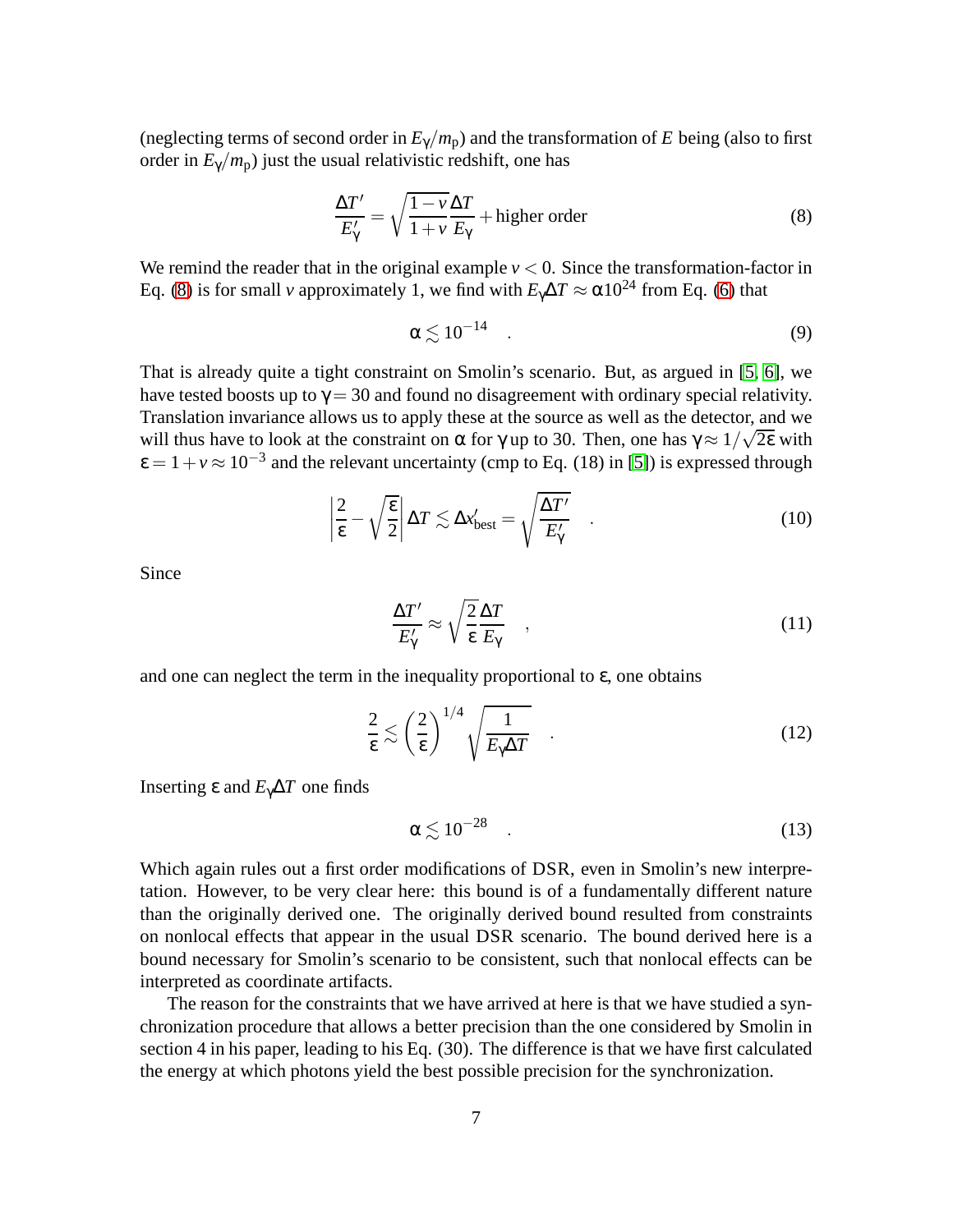(neglecting terms of second order in $E_\gamma/m_\mathrm{p}$) and the transformation of $E$ being (also to first order in $E_\gamma/m_\mathrm{p}$) just the usual relativistic redshift, one has

$$\frac{\Delta T'}{E'_\gamma} = \sqrt{\frac{1-v}{1+v}}\frac{\Delta T}{E_\gamma} + \text{higher order} \tag{8}$$

We remind the reader that in the original example $v < 0$. Since the transformation-factor in Eq. (8) is for small $v$ approximately 1, we find with $E_\gamma \Delta T \approx \alpha 10^{24}$ from Eq. (6) that

$$\alpha \lesssim 10^{-14} \quad . \tag{9}$$

That is already quite a tight constraint on Smolin's scenario. But, as argued in [5, 6], we have tested boosts up to $\gamma = 30$ and found no disagreement with ordinary special relativity. Translation invariance allows us to apply these at the source as well as the detector, and we will thus have to look at the constraint on $\alpha$ for $\gamma$ up to 30. Then, one has $\gamma \approx 1/\sqrt{2\varepsilon}$ with $\varepsilon = 1 + v \approx 10^{-3}$ and the relevant uncertainty (cmp to Eq. (18) in [5]) is expressed through

$$\left|\frac{2}{\varepsilon} - \sqrt{\frac{\varepsilon}{2}}\right| \Delta T \lesssim \Delta x'_{\text{best}} = \sqrt{\frac{\Delta T'}{E'_\gamma}} \quad . \tag{10}$$

Since

$$\frac{\Delta T'}{E'_\gamma} \approx \sqrt{\frac{2}{\varepsilon}}\frac{\Delta T}{E_\gamma} \quad , \tag{11}$$

and one can neglect the term in the inequality proportional to $\varepsilon$, one obtains

$$\frac{2}{\varepsilon} \lesssim \left(\frac{2}{\varepsilon}\right)^{1/4} \sqrt{\frac{1}{E_\gamma \Delta T}} \quad . \tag{12}$$

Inserting $\varepsilon$ and $E_\gamma \Delta T$ one finds

$$\alpha \lesssim 10^{-28} \quad . \tag{13}$$

Which again rules out a first order modifications of DSR, even in Smolin's new interpretation. However, to be very clear here: this bound is of a fundamentally different nature than the originally derived one. The originally derived bound resulted from constraints on nonlocal effects that appear in the usual DSR scenario. The bound derived here is a bound necessary for Smolin's scenario to be consistent, such that nonlocal effects can be interpreted as coordinate artifacts.

The reason for the constraints that we have arrived at here is that we have studied a synchronization procedure that allows a better precision than the one considered by Smolin in section 4 in his paper, leading to his Eq. (30). The difference is that we have first calculated the energy at which photons yield the best possible precision for the synchronization.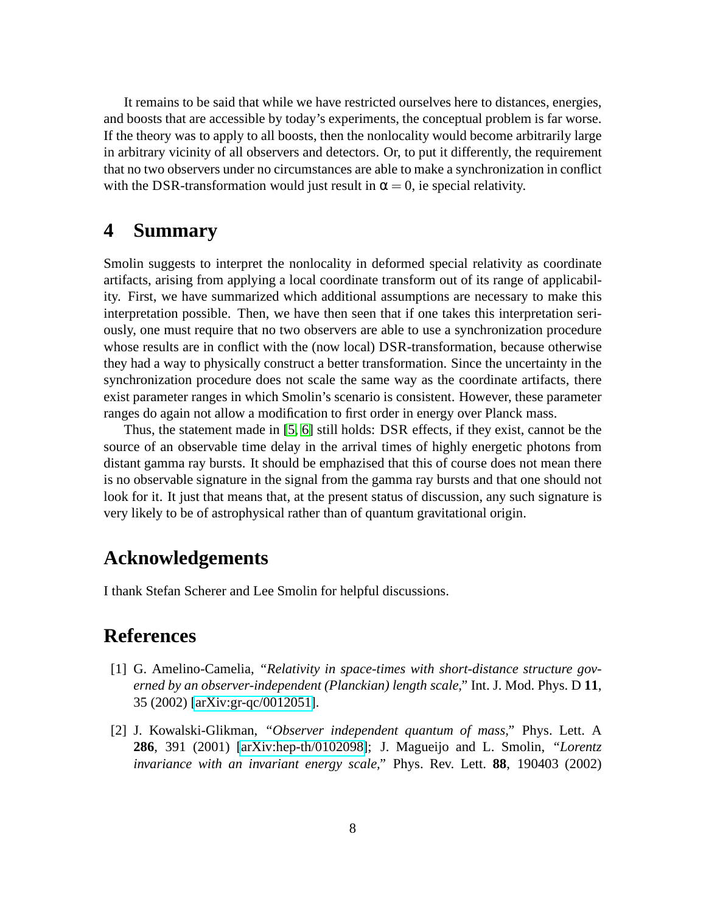It remains to be said that while we have restricted ourselves here to distances, energies, and boosts that are accessible by today's experiments, the conceptual problem is far worse. If the theory was to apply to all boosts, then the nonlocality would become arbitrarily large in arbitrary vicinity of all observers and detectors. Or, to put it differently, the requirement that no two observers under no circumstances are able to make a synchronization in conflict with the DSR-transformation would just result in $\alpha = 0$, ie special relativity.

# 4 Summary

Smolin suggests to interpret the nonlocality in deformed special relativity as coordinate artifacts, arising from applying a local coordinate transform out of its range of applicability. First, we have summarized which additional assumptions are necessary to make this interpretation possible. Then, we have then seen that if one takes this interpretation seriously, one must require that no two observers are able to use a synchronization procedure whose results are in conflict with the (now local) DSR-transformation, because otherwise they had a way to physically construct a better transformation. Since the uncertainty in the synchronization procedure does not scale the same way as the coordinate artifacts, there exist parameter ranges in which Smolin's scenario is consistent. However, these parameter ranges do again not allow a modification to first order in energy over Planck mass.

Thus, the statement made in [5, 6] still holds: DSR effects, if they exist, cannot be the source of an observable time delay in the arrival times of highly energetic photons from distant gamma ray bursts. It should be emphasized that this of course does not mean there is no observable signature in the signal from the gamma ray bursts and that one should not look for it. It just that means that, at the present status of discussion, any such signature is very likely to be of astrophysical rather than of quantum gravitational origin.

# Acknowledgements

I thank Stefan Scherer and Lee Smolin for helpful discussions.

# References

[1] G. Amelino-Camelia, "*Relativity in space-times with short-distance structure governed by an observer-independent (Planckian) length scale*," Int. J. Mod. Phys. D **11**, 35 (2002) [arXiv:gr-qc/0012051].

[2] J. Kowalski-Glikman, "*Observer independent quantum of mass*," Phys. Lett. A **286**, 391 (2001) [arXiv:hep-th/0102098]; J. Magueijo and L. Smolin, "*Lorentz invariance with an invariant energy scale*," Phys. Rev. Lett. **88**, 190403 (2002)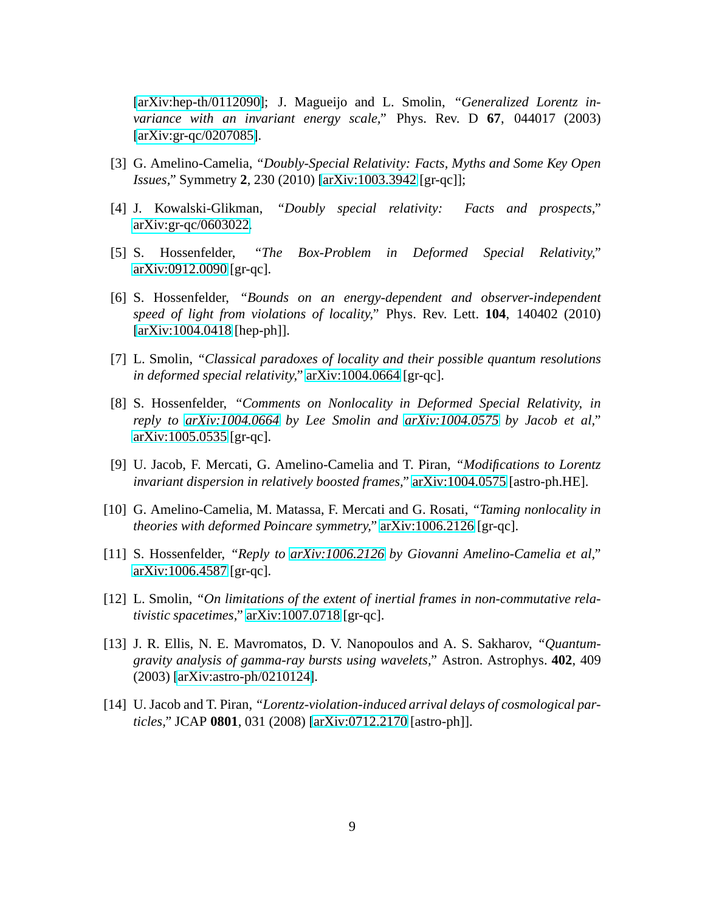[arXiv:hep-th/0112090]; J. Magueijo and L. Smolin, "*Generalized Lorentz invariance with an invariant energy scale*," Phys. Rev. D **67**, 044017 (2003) [arXiv:gr-qc/0207085].

[3] G. Amelino-Camelia, "*Doubly-Special Relativity: Facts, Myths and Some Key Open Issues*," Symmetry **2**, 230 (2010) [arXiv:1003.3942 [gr-qc]];

[4] J. Kowalski-Glikman, "*Doubly special relativity: Facts and prospects*," arXiv:gr-qc/0603022.

[5] S. Hossenfelder, "*The Box-Problem in Deformed Special Relativity*," arXiv:0912.0090 [gr-qc].

[6] S. Hossenfelder, "*Bounds on an energy-dependent and observer-independent speed of light from violations of locality*," Phys. Rev. Lett. **104**, 140402 (2010) [arXiv:1004.0418 [hep-ph]].

[7] L. Smolin, "*Classical paradoxes of locality and their possible quantum resolutions in deformed special relativity*," arXiv:1004.0664 [gr-qc].

[8] S. Hossenfelder, "*Comments on Nonlocality in Deformed Special Relativity, in reply to arXiv:1004.0664 by Lee Smolin and arXiv:1004.0575 by Jacob et al*," arXiv:1005.0535 [gr-qc].

[9] U. Jacob, F. Mercati, G. Amelino-Camelia and T. Piran, "*Modifications to Lorentz invariant dispersion in relatively boosted frames*," arXiv:1004.0575 [astro-ph.HE].

[10] G. Amelino-Camelia, M. Matassa, F. Mercati and G. Rosati, "*Taming nonlocality in theories with deformed Poincare symmetry*," arXiv:1006.2126 [gr-qc].

[11] S. Hossenfelder, "*Reply to arXiv:1006.2126 by Giovanni Amelino-Camelia et al*," arXiv:1006.4587 [gr-qc].

[12] L. Smolin, "*On limitations of the extent of inertial frames in non-commutative relativistic spacetimes*," arXiv:1007.0718 [gr-qc].

[13] J. R. Ellis, N. E. Mavromatos, D. V. Nanopoulos and A. S. Sakharov, "*Quantum-gravity analysis of gamma-ray bursts using wavelets*," Astron. Astrophys. **402**, 409 (2003) [arXiv:astro-ph/0210124].

[14] U. Jacob and T. Piran, "*Lorentz-violation-induced arrival delays of cosmological particles*," JCAP **0801**, 031 (2008) [arXiv:0712.2170 [astro-ph]].